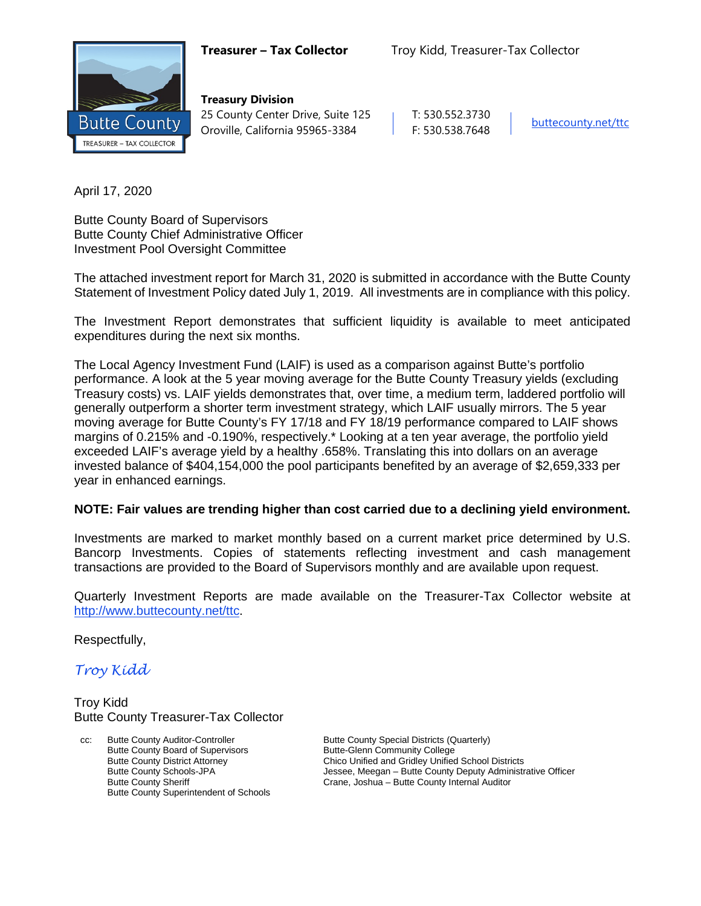**Treasurer – Tax Collector** Troy Kidd, Treasurer-Tax Collector

**Treasury Division**
25 County Center Drive, Suite 125
Oroville, California 95965-3384

T: 530.552.3730
F: 530.538.7648

buttecounty.net/ttc

Butte County
TREASURER – TAX COLLECTOR

April 17, 2020

Butte County Board of Supervisors
Butte County Chief Administrative Officer
Investment Pool Oversight Committee

The attached investment report for March 31, 2020 is submitted in accordance with the Butte County Statement of Investment Policy dated July 1, 2019. All investments are in compliance with this policy.

The Investment Report demonstrates that sufficient liquidity is available to meet anticipated expenditures during the next six months.

The Local Agency Investment Fund (LAIF) is used as a comparison against Butte's portfolio performance. A look at the 5 year moving average for the Butte County Treasury yields (excluding Treasury costs) vs. LAIF yields demonstrates that, over time, a medium term, laddered portfolio will generally outperform a shorter term investment strategy, which LAIF usually mirrors. The 5 year moving average for Butte County's FY 17/18 and FY 18/19 performance compared to LAIF shows margins of 0.215% and -0.190%, respectively.* Looking at a ten year average, the portfolio yield exceeded LAIF's average yield by a healthy .658%. Translating this into dollars on an average invested balance of $404,154,000 the pool participants benefited by an average of $2,659,333 per year in enhanced earnings.

**NOTE: Fair values are trending higher than cost carried due to a declining yield environment.**

Investments are marked to market monthly based on a current market price determined by U.S. Bancorp Investments. Copies of statements reflecting investment and cash management transactions are provided to the Board of Supervisors monthly and are available upon request.

Quarterly Investment Reports are made available on the Treasurer-Tax Collector website at http://www.buttecounty.net/ttc.

Respectfully,

*Troy Kidd*

Troy Kidd
Butte County Treasurer-Tax Collector

cc: Butte County Auditor-Controller
Butte County Board of Supervisors
Butte County District Attorney
Butte County Schools-JPA
Butte County Sheriff
Butte County Superintendent of Schools
Butte County Special Districts (Quarterly)
Butte-Glenn Community College
Chico Unified and Gridley Unified School Districts
Jessee, Meegan – Butte County Deputy Administrative Officer
Crane, Joshua – Butte County Internal Auditor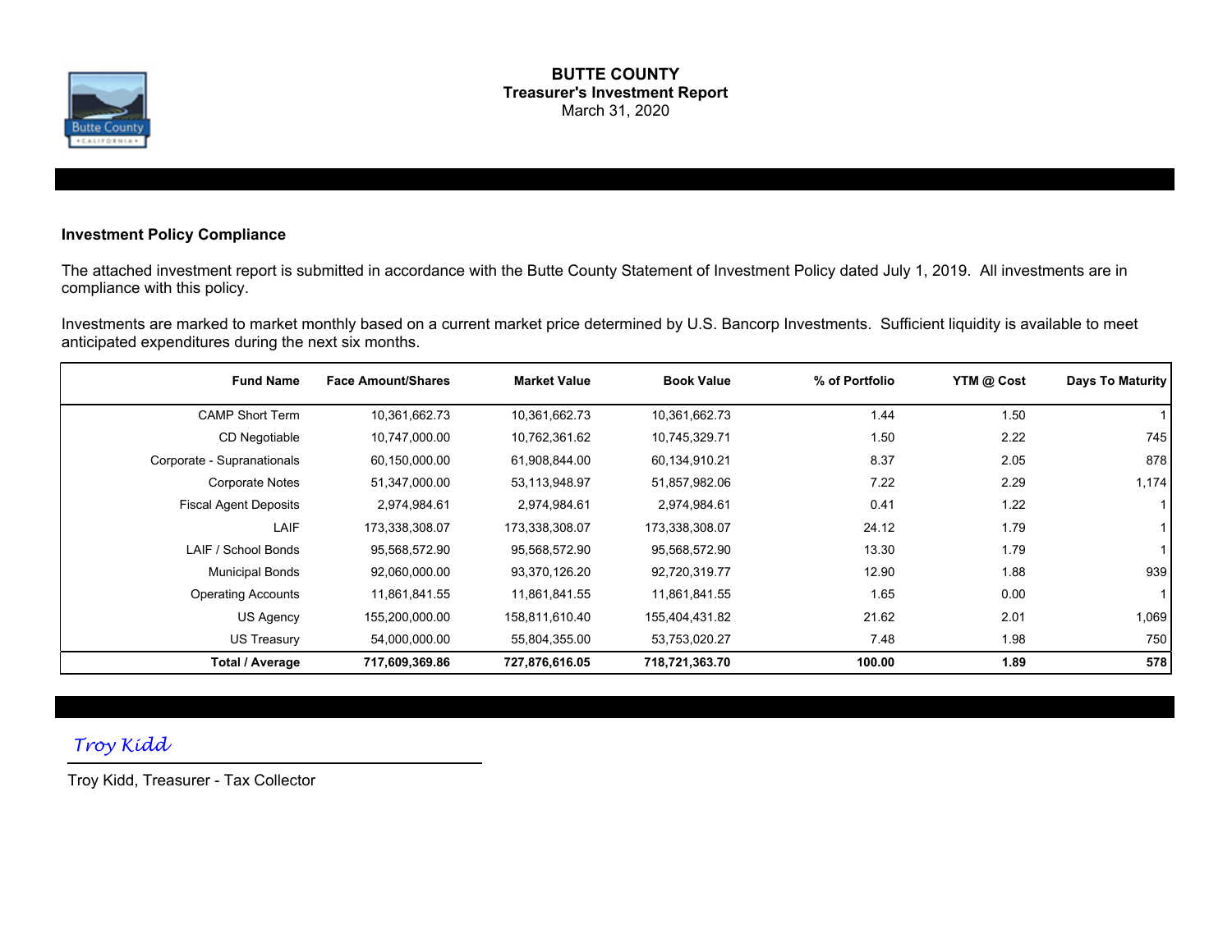# BUTTE COUNTY
## Treasurer's Investment Report
March 31, 2020

### Investment Policy Compliance

The attached investment report is submitted in accordance with the Butte County Statement of Investment Policy dated July 1, 2019. All investments are in compliance with this policy.

Investments are marked to market monthly based on a current market price determined by U.S. Bancorp Investments. Sufficient liquidity is available to meet anticipated expenditures during the next six months.

| Fund Name | Face Amount/Shares | Market Value | Book Value | % of Portfolio | YTM @ Cost | Days To Maturity |
|---|---|---|---|---|---|---|
| CAMP Short Term | 10,361,662.73 | 10,361,662.73 | 10,361,662.73 | 1.44 | 1.50 | 1 |
| CD Negotiable | 10,747,000.00 | 10,762,361.62 | 10,745,329.71 | 1.50 | 2.22 | 745 |
| Corporate - Supranationals | 60,150,000.00 | 61,908,844.00 | 60,134,910.21 | 8.37 | 2.05 | 878 |
| Corporate Notes | 51,347,000.00 | 53,113,948.97 | 51,857,982.06 | 7.22 | 2.29 | 1,174 |
| Fiscal Agent Deposits | 2,974,984.61 | 2,974,984.61 | 2,974,984.61 | 0.41 | 1.22 | 1 |
| LAIF | 173,338,308.07 | 173,338,308.07 | 173,338,308.07 | 24.12 | 1.79 | 1 |
| LAIF / School Bonds | 95,568,572.90 | 95,568,572.90 | 95,568,572.90 | 13.30 | 1.79 | 1 |
| Municipal Bonds | 92,060,000.00 | 93,370,126.20 | 92,720,319.77 | 12.90 | 1.88 | 939 |
| Operating Accounts | 11,861,841.55 | 11,861,841.55 | 11,861,841.55 | 1.65 | 0.00 | 1 |
| US Agency | 155,200,000.00 | 158,811,610.40 | 155,404,431.82 | 21.62 | 2.01 | 1,069 |
| US Treasury | 54,000,000.00 | 55,804,355.00 | 53,753,020.27 | 7.48 | 1.98 | 750 |
| **Total / Average** | **717,609,369.86** | **727,876,616.05** | **718,721,363.70** | **100.00** | **1.89** | **578** |

*Troy Kidd*

Troy Kidd, Treasurer - Tax Collector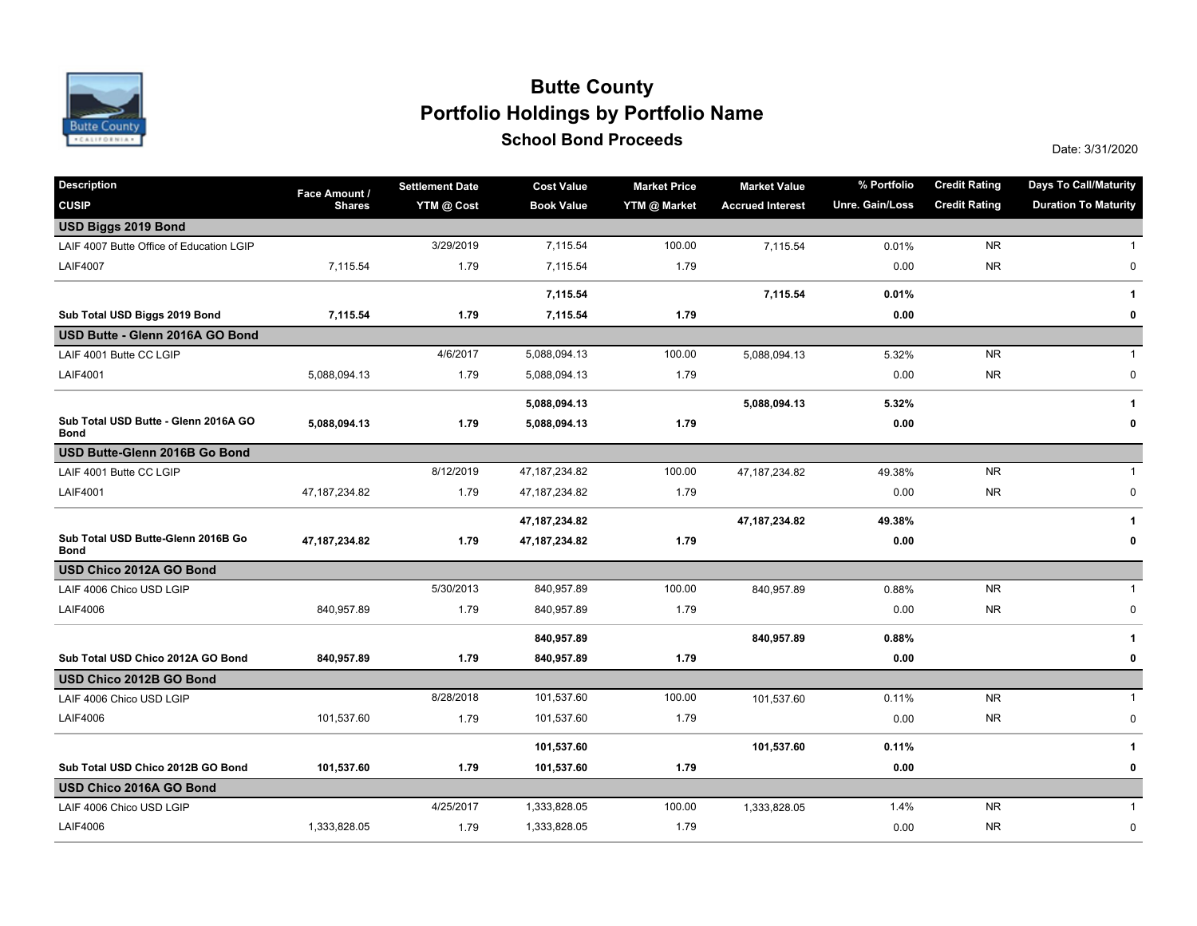# Butte County

## Portfolio Holdings by Portfolio Name

### School Bond Proceeds

Date: 3/31/2020

| Description / CUSIP | Face Amount / Shares | Settlement Date / YTM @ Cost | Cost Value / Book Value | Market Price / YTM @ Market | Market Value / Accrued Interest | % Portfolio / Unre. Gain/Loss | Credit Rating / Credit Rating | Days To Call/Maturity / Duration To Maturity |
|---|---|---|---|---|---|---|---|---|
| **USD Biggs 2019 Bond** | | | | | | | | |
| LAIF 4007 Butte Office of Education LGIP | | 3/29/2019 | 7,115.54 | 100.00 | 7,115.54 | 0.01% | NR | 1 |
| LAIF4007 | 7,115.54 | 1.79 | 7,115.54 | 1.79 | | 0.00 | NR | 0 |
| | | | **7,115.54** | | **7,115.54** | **0.01%** | | **1** |
| **Sub Total USD Biggs 2019 Bond** | **7,115.54** | **1.79** | **7,115.54** | **1.79** | | **0.00** | | **0** |
| **USD Butte - Glenn 2016A GO Bond** | | | | | | | | |
| LAIF 4001 Butte CC LGIP | | 4/6/2017 | 5,088,094.13 | 100.00 | 5,088,094.13 | 5.32% | NR | 1 |
| LAIF4001 | 5,088,094.13 | 1.79 | 5,088,094.13 | 1.79 | | 0.00 | NR | 0 |
| | | | **5,088,094.13** | | **5,088,094.13** | **5.32%** | | **1** |
| **Sub Total USD Butte - Glenn 2016A GO Bond** | **5,088,094.13** | **1.79** | **5,088,094.13** | **1.79** | | **0.00** | | **0** |
| **USD Butte-Glenn 2016B Go Bond** | | | | | | | | |
| LAIF 4001 Butte CC LGIP | | 8/12/2019 | 47,187,234.82 | 100.00 | 47,187,234.82 | 49.38% | NR | 1 |
| LAIF4001 | 47,187,234.82 | 1.79 | 47,187,234.82 | 1.79 | | 0.00 | NR | 0 |
| | | | **47,187,234.82** | | **47,187,234.82** | **49.38%** | | **1** |
| **Sub Total USD Butte-Glenn 2016B Go Bond** | **47,187,234.82** | **1.79** | **47,187,234.82** | **1.79** | | **0.00** | | **0** |
| **USD Chico 2012A GO Bond** | | | | | | | | |
| LAIF 4006 Chico USD LGIP | | 5/30/2013 | 840,957.89 | 100.00 | 840,957.89 | 0.88% | NR | 1 |
| LAIF4006 | 840,957.89 | 1.79 | 840,957.89 | 1.79 | | 0.00 | NR | 0 |
| | | | **840,957.89** | | **840,957.89** | **0.88%** | | **1** |
| **Sub Total USD Chico 2012A GO Bond** | **840,957.89** | **1.79** | **840,957.89** | **1.79** | | **0.00** | | **0** |
| **USD Chico 2012B GO Bond** | | | | | | | | |
| LAIF 4006 Chico USD LGIP | | 8/28/2018 | 101,537.60 | 100.00 | 101,537.60 | 0.11% | NR | 1 |
| LAIF4006 | 101,537.60 | 1.79 | 101,537.60 | 1.79 | | 0.00 | NR | 0 |
| | | | **101,537.60** | | **101,537.60** | **0.11%** | | **1** |
| **Sub Total USD Chico 2012B GO Bond** | **101,537.60** | **1.79** | **101,537.60** | **1.79** | | **0.00** | | **0** |
| **USD Chico 2016A GO Bond** | | | | | | | | |
| LAIF 4006 Chico USD LGIP | | 4/25/2017 | 1,333,828.05 | 100.00 | 1,333,828.05 | 1.4% | NR | 1 |
| LAIF4006 | 1,333,828.05 | 1.79 | 1,333,828.05 | 1.79 | | 0.00 | NR | 0 |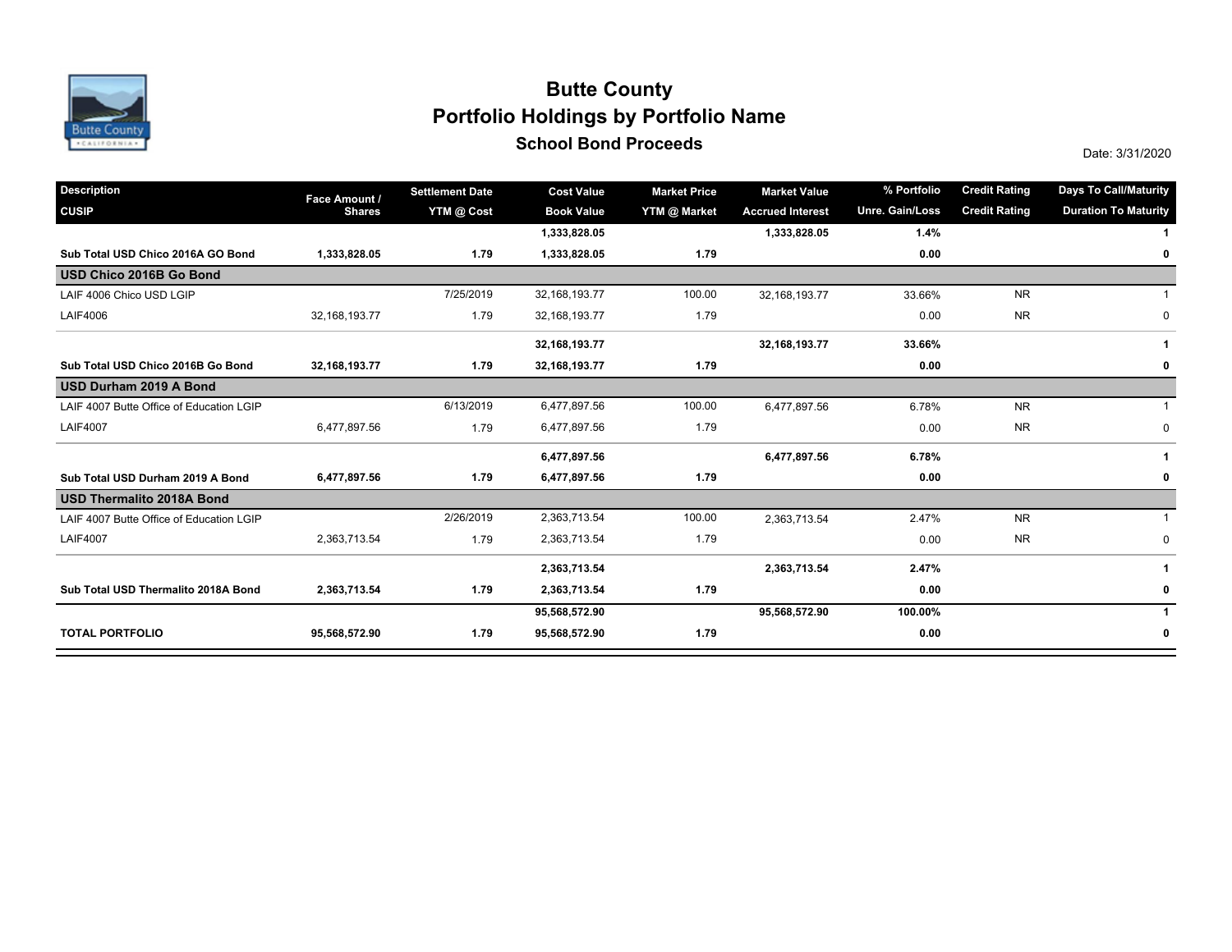# Butte County

## Portfolio Holdings by Portfolio Name

### School Bond Proceeds

Date: 3/31/2020

| Description<br>CUSIP | Face Amount / Shares | Settlement Date<br>YTM @ Cost | Cost Value<br>Book Value | Market Price<br>YTM @ Market | Market Value<br>Accrued Interest | % Portfolio<br>Unre. Gain/Loss | Credit Rating<br>Credit Rating | Days To Call/Maturity<br>Duration To Maturity |
|---|---|---|---|---|---|---|---|---|
| | | | **1,333,828.05** | | **1,333,828.05** | **1.4%** | | **1** |
| **Sub Total USD Chico 2016A GO Bond** | **1,333,828.05** | **1.79** | **1,333,828.05** | **1.79** | | **0.00** | | **0** |
| **USD Chico 2016B Go Bond** | | | | | | | | |
| LAIF 4006 Chico USD LGIP | | 7/25/2019 | 32,168,193.77 | 100.00 | 32,168,193.77 | 33.66% | NR | 1 |
| LAIF4006 | 32,168,193.77 | 1.79 | 32,168,193.77 | 1.79 | | 0.00 | NR | 0 |
| | | | **32,168,193.77** | | **32,168,193.77** | **33.66%** | | **1** |
| **Sub Total USD Chico 2016B Go Bond** | **32,168,193.77** | **1.79** | **32,168,193.77** | **1.79** | | **0.00** | | **0** |
| **USD Durham 2019 A Bond** | | | | | | | | |
| LAIF 4007 Butte Office of Education LGIP | | 6/13/2019 | 6,477,897.56 | 100.00 | 6,477,897.56 | 6.78% | NR | 1 |
| LAIF4007 | 6,477,897.56 | 1.79 | 6,477,897.56 | 1.79 | | 0.00 | NR | 0 |
| | | | **6,477,897.56** | | **6,477,897.56** | **6.78%** | | **1** |
| **Sub Total USD Durham 2019 A Bond** | **6,477,897.56** | **1.79** | **6,477,897.56** | **1.79** | | **0.00** | | **0** |
| **USD Thermalito 2018A Bond** | | | | | | | | |
| LAIF 4007 Butte Office of Education LGIP | | 2/26/2019 | 2,363,713.54 | 100.00 | 2,363,713.54 | 2.47% | NR | 1 |
| LAIF4007 | 2,363,713.54 | 1.79 | 2,363,713.54 | 1.79 | | 0.00 | NR | 0 |
| | | | **2,363,713.54** | | **2,363,713.54** | **2.47%** | | **1** |
| **Sub Total USD Thermalito 2018A Bond** | **2,363,713.54** | **1.79** | **2,363,713.54** | **1.79** | | **0.00** | | **0** |
| | | | **95,568,572.90** | | **95,568,572.90** | **100.00%** | | **1** |
| **TOTAL PORTFOLIO** | **95,568,572.90** | **1.79** | **95,568,572.90** | **1.79** | | **0.00** | | **0** |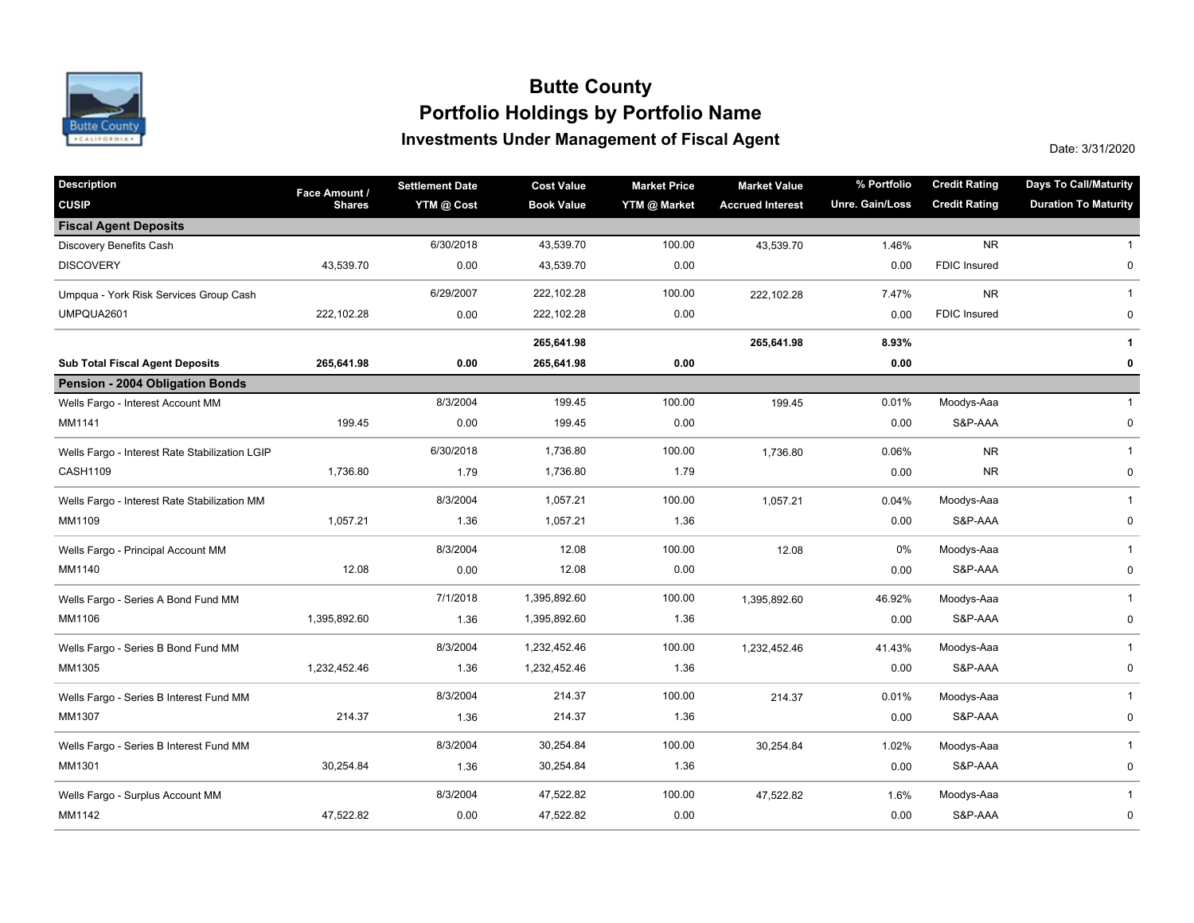# Butte County

## Portfolio Holdings by Portfolio Name

### Investments Under Management of Fiscal Agent

Date: 3/31/2020

| Description / CUSIP | Face Amount / Shares | Settlement Date / YTM @ Cost | Cost Value / Book Value | Market Price / YTM @ Market | Market Value / Accrued Interest | % Portfolio / Unre. Gain/Loss | Credit Rating / Credit Rating | Days To Call/Maturity / Duration To Maturity |
|---|---|---|---|---|---|---|---|---|
| **Fiscal Agent Deposits** | | | | | | | | |
| Discovery Benefits Cash | | 6/30/2018 | 43,539.70 | 100.00 | 43,539.70 | 1.46% | NR | 1 |
| DISCOVERY | 43,539.70 | 0.00 | 43,539.70 | 0.00 | | 0.00 | FDIC Insured | 0 |
| Umpqua - York Risk Services Group Cash | | 6/29/2007 | 222,102.28 | 100.00 | 222,102.28 | 7.47% | NR | 1 |
| UMPQUA2601 | 222,102.28 | 0.00 | 222,102.28 | 0.00 | | 0.00 | FDIC Insured | 0 |
| | | | **265,641.98** | | **265,641.98** | **8.93%** | | **1** |
| **Sub Total Fiscal Agent Deposits** | **265,641.98** | **0.00** | **265,641.98** | **0.00** | | **0.00** | | **0** |
| **Pension - 2004 Obligation Bonds** | | | | | | | | |
| Wells Fargo - Interest Account MM | | 8/3/2004 | 199.45 | 100.00 | 199.45 | 0.01% | Moodys-Aaa | 1 |
| MM1141 | 199.45 | 0.00 | 199.45 | 0.00 | | 0.00 | S&P-AAA | 0 |
| Wells Fargo - Interest Rate Stabilization LGIP | | 6/30/2018 | 1,736.80 | 100.00 | 1,736.80 | 0.06% | NR | 1 |
| CASH1109 | 1,736.80 | 1.79 | 1,736.80 | 1.79 | | 0.00 | NR | 0 |
| Wells Fargo - Interest Rate Stabilization MM | | 8/3/2004 | 1,057.21 | 100.00 | 1,057.21 | 0.04% | Moodys-Aaa | 1 |
| MM1109 | 1,057.21 | 1.36 | 1,057.21 | 1.36 | | 0.00 | S&P-AAA | 0 |
| Wells Fargo - Principal Account MM | | 8/3/2004 | 12.08 | 100.00 | 12.08 | 0% | Moodys-Aaa | 1 |
| MM1140 | 12.08 | 0.00 | 12.08 | 0.00 | | 0.00 | S&P-AAA | 0 |
| Wells Fargo - Series A Bond Fund MM | | 7/1/2018 | 1,395,892.60 | 100.00 | 1,395,892.60 | 46.92% | Moodys-Aaa | 1 |
| MM1106 | 1,395,892.60 | 1.36 | 1,395,892.60 | 1.36 | | 0.00 | S&P-AAA | 0 |
| Wells Fargo - Series B Bond Fund MM | | 8/3/2004 | 1,232,452.46 | 100.00 | 1,232,452.46 | 41.43% | Moodys-Aaa | 1 |
| MM1305 | 1,232,452.46 | 1.36 | 1,232,452.46 | 1.36 | | 0.00 | S&P-AAA | 0 |
| Wells Fargo - Series B Interest Fund MM | | 8/3/2004 | 214.37 | 100.00 | 214.37 | 0.01% | Moodys-Aaa | 1 |
| MM1307 | 214.37 | 1.36 | 214.37 | 1.36 | | 0.00 | S&P-AAA | 0 |
| Wells Fargo - Series B Interest Fund MM | | 8/3/2004 | 30,254.84 | 100.00 | 30,254.84 | 1.02% | Moodys-Aaa | 1 |
| MM1301 | 30,254.84 | 1.36 | 30,254.84 | 1.36 | | 0.00 | S&P-AAA | 0 |
| Wells Fargo - Surplus Account MM | | 8/3/2004 | 47,522.82 | 100.00 | 47,522.82 | 1.6% | Moodys-Aaa | 1 |
| MM1142 | 47,522.82 | 0.00 | 47,522.82 | 0.00 | | 0.00 | S&P-AAA | 0 |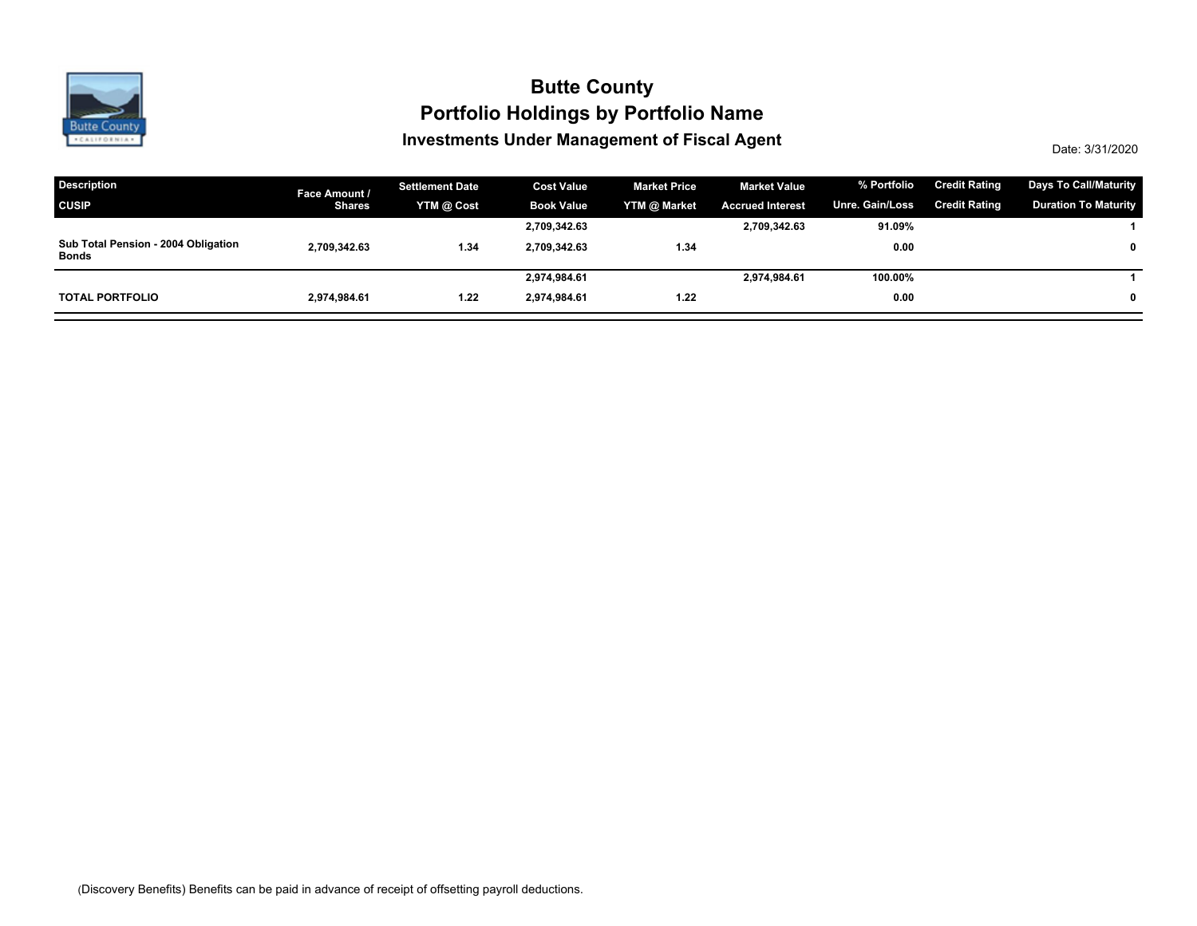# Butte County

## Portfolio Holdings by Portfolio Name

### Investments Under Management of Fiscal Agent

Date: 3/31/2020

| Description<br>CUSIP | Face Amount / Shares | Settlement Date<br>YTM @ Cost | Cost Value<br>Book Value | Market Price<br>YTM @ Market | Market Value<br>Accrued Interest | % Portfolio<br>Unre. Gain/Loss | Credit Rating<br>Credit Rating | Days To Call/Maturity<br>Duration To Maturity |
|---|---|---|---|---|---|---|---|---|
| | | | 2,709,342.63 | | 2,709,342.63 | 91.09% | | 1 |
| **Sub Total Pension - 2004 Obligation Bonds** | **2,709,342.63** | **1.34** | **2,709,342.63** | **1.34** | | **0.00** | | **0** |
| | | | 2,974,984.61 | | 2,974,984.61 | 100.00% | | 1 |
| **TOTAL PORTFOLIO** | **2,974,984.61** | **1.22** | **2,974,984.61** | **1.22** | | **0.00** | | **0** |

(Discovery Benefits) Benefits can be paid in advance of receipt of offsetting payroll deductions.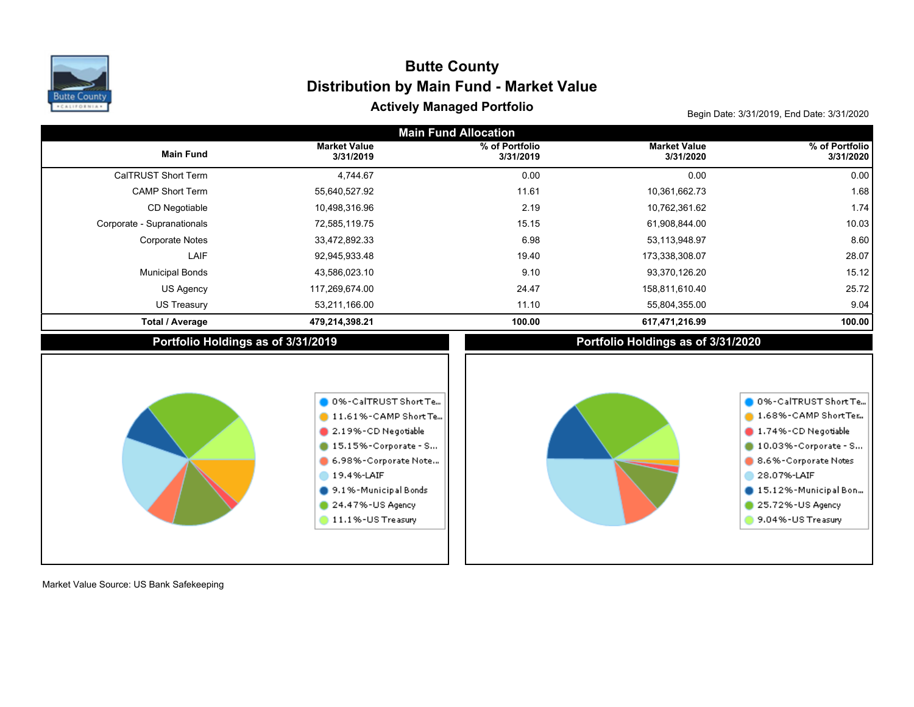# Butte County

## Distribution by Main Fund - Market Value

### Actively Managed Portfolio

Begin Date: 3/31/2019, End Date: 3/31/2020

**Main Fund Allocation**

| Main Fund | Market Value 3/31/2019 | % of Portfolio 3/31/2019 | Market Value 3/31/2020 | % of Portfolio 3/31/2020 |
|---|---|---|---|---|
| CalTRUST Short Term | 4,744.67 | 0.00 | 0.00 | 0.00 |
| CAMP Short Term | 55,640,527.92 | 11.61 | 10,361,662.73 | 1.68 |
| CD Negotiable | 10,498,316.96 | 2.19 | 10,762,361.62 | 1.74 |
| Corporate - Supranationals | 72,585,119.75 | 15.15 | 61,908,844.00 | 10.03 |
| Corporate Notes | 33,472,892.33 | 6.98 | 53,113,948.97 | 8.60 |
| LAIF | 92,945,933.48 | 19.40 | 173,338,308.07 | 28.07 |
| Municipal Bonds | 43,586,023.10 | 9.10 | 93,370,126.20 | 15.12 |
| US Agency | 117,269,674.00 | 24.47 | 158,811,610.40 | 25.72 |
| US Treasury | 53,211,166.00 | 11.10 | 55,804,355.00 | 9.04 |
| **Total / Average** | **479,214,398.21** | **100.00** | **617,471,216.99** | **100.00** |

**Portfolio Holdings as of 3/31/2019**

- 0%-CalTRUST Short Te...
- 11.61%-CAMP Short Te...
- 2.19%-CD Negotiable
- 15.15%-Corporate - S...
- 6.98%-Corporate Note...
- 19.4%-LAIF
- 9.1%-Municipal Bonds
- 24.47%-US Agency
- 11.1%-US Treasury

**Portfolio Holdings as of 3/31/2020**

- 0%-CalTRUST Short Te...
- 1.68%-CAMP Short Ter...
- 1.74%-CD Negotiable
- 10.03%-Corporate - S...
- 8.6%-Corporate Notes
- 28.07%-LAIF
- 15.12%-Municipal Bon...
- 25.72%-US Agency
- 9.04%-US Treasury

Market Value Source: US Bank Safekeeping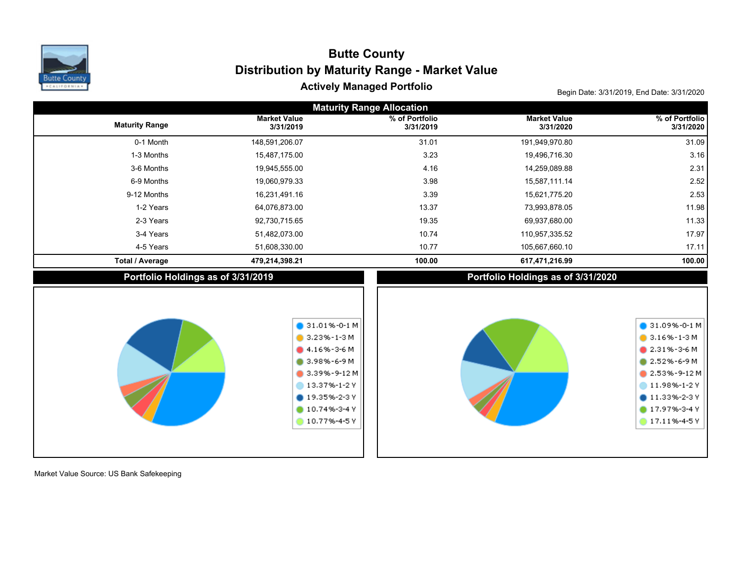# Butte County

## Distribution by Maturity Range - Market Value

### Actively Managed Portfolio

Begin Date: 3/31/2019, End Date: 3/31/2020

**Maturity Range Allocation**

| Maturity Range | Market Value 3/31/2019 | % of Portfolio 3/31/2019 | Market Value 3/31/2020 | % of Portfolio 3/31/2020 |
|---|---|---|---|---|
| 0-1 Month | 148,591,206.07 | 31.01 | 191,949,970.80 | 31.09 |
| 1-3 Months | 15,487,175.00 | 3.23 | 19,496,716.30 | 3.16 |
| 3-6 Months | 19,945,555.00 | 4.16 | 14,259,089.88 | 2.31 |
| 6-9 Months | 19,060,979.33 | 3.98 | 15,587,111.14 | 2.52 |
| 9-12 Months | 16,231,491.16 | 3.39 | 15,621,775.20 | 2.53 |
| 1-2 Years | 64,076,873.00 | 13.37 | 73,993,878.05 | 11.98 |
| 2-3 Years | 92,730,715.65 | 19.35 | 69,937,680.00 | 11.33 |
| 3-4 Years | 51,482,073.00 | 10.74 | 110,957,335.52 | 17.97 |
| 4-5 Years | 51,608,330.00 | 10.77 | 105,667,660.10 | 17.11 |
| **Total / Average** | **479,214,398.21** | **100.00** | **617,471,216.99** | **100.00** |

**Portfolio Holdings as of 3/31/2019**

- 31.01%-0-1 M
- 3.23%-1-3 M
- 4.16%-3-6 M
- 3.98%-6-9 M
- 3.39%-9-12 M
- 13.37%-1-2 Y
- 19.35%-2-3 Y
- 10.74%-3-4 Y
- 10.77%-4-5 Y

**Portfolio Holdings as of 3/31/2020**

- 31.09%-0-1 M
- 3.16%-1-3 M
- 2.31%-3-6 M
- 2.52%-6-9 M
- 2.53%-9-12 M
- 11.98%-1-2 Y
- 11.33%-2-3 Y
- 17.97%-3-4 Y
- 17.11%-4-5 Y

Market Value Source: US Bank Safekeeping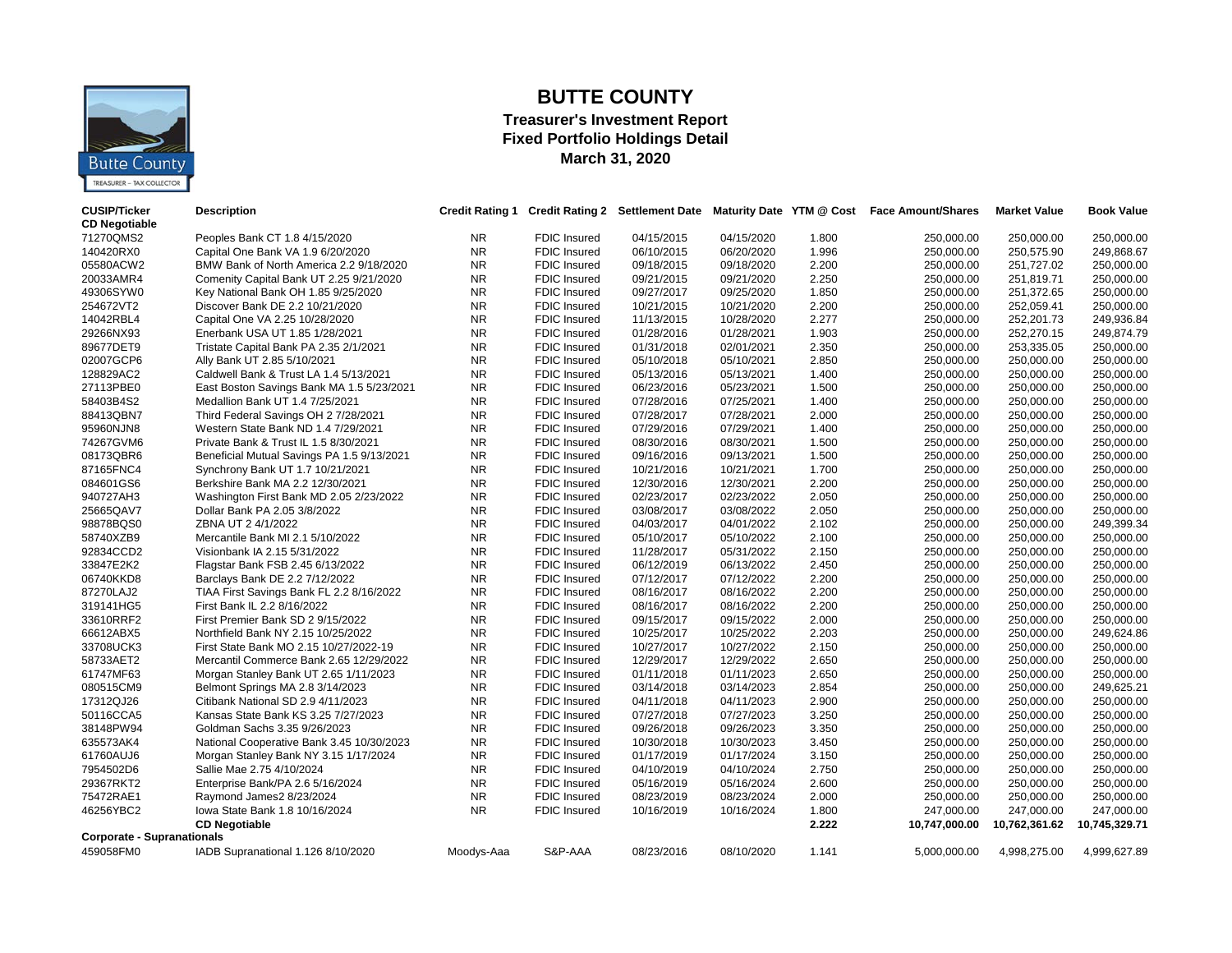# BUTTE COUNTY

## Treasurer's Investment Report
## Fixed Portfolio Holdings Detail
## March 31, 2020

| CUSIP/Ticker | Description | Credit Rating 1 | Credit Rating 2 | Settlement Date | Maturity Date | YTM @ Cost | Face Amount/Shares | Market Value | Book Value |
|---|---|---|---|---|---|---|---|---|---|
| **CD Negotiable** | | | | | | | | | |
| 71270QMS2 | Peoples Bank CT 1.8 4/15/2020 | NR | FDIC Insured | 04/15/2015 | 04/15/2020 | 1.800 | 250,000.00 | 250,000.00 | 250,000.00 |
| 140420RX0 | Capital One Bank VA 1.9 6/20/2020 | NR | FDIC Insured | 06/10/2015 | 06/20/2020 | 1.996 | 250,000.00 | 250,575.90 | 249,868.67 |
| 05580ACW2 | BMW Bank of North America 2.2 9/18/2020 | NR | FDIC Insured | 09/18/2015 | 09/18/2020 | 2.200 | 250,000.00 | 251,727.02 | 250,000.00 |
| 20033AMR4 | Comenity Capital Bank UT 2.25 9/21/2020 | NR | FDIC Insured | 09/21/2015 | 09/21/2020 | 2.250 | 250,000.00 | 251,819.71 | 250,000.00 |
| 49306SYW0 | Key National Bank OH 1.85 9/25/2020 | NR | FDIC Insured | 09/27/2017 | 09/25/2020 | 1.850 | 250,000.00 | 251,372.65 | 250,000.00 |
| 254672VT2 | Discover Bank DE 2.2 10/21/2020 | NR | FDIC Insured | 10/21/2015 | 10/21/2020 | 2.200 | 250,000.00 | 252,059.41 | 250,000.00 |
| 14042RBL4 | Capital One VA 2.25 10/28/2020 | NR | FDIC Insured | 11/13/2015 | 10/28/2020 | 2.277 | 250,000.00 | 252,201.73 | 249,936.84 |
| 29266NX93 | Enerbank USA UT 1.85 1/28/2021 | NR | FDIC Insured | 01/28/2016 | 01/28/2021 | 1.903 | 250,000.00 | 252,270.15 | 249,874.79 |
| 89677DET9 | Tristate Capital Bank PA 2.35 2/1/2021 | NR | FDIC Insured | 01/31/2018 | 02/01/2021 | 2.350 | 250,000.00 | 253,335.05 | 250,000.00 |
| 02007GCP6 | Ally Bank UT 2.85 5/10/2021 | NR | FDIC Insured | 05/10/2018 | 05/10/2021 | 2.850 | 250,000.00 | 250,000.00 | 250,000.00 |
| 128829AC2 | Caldwell Bank & Trust LA 1.4 5/13/2021 | NR | FDIC Insured | 05/13/2016 | 05/13/2021 | 1.400 | 250,000.00 | 250,000.00 | 250,000.00 |
| 27113PBE0 | East Boston Savings Bank MA 1.5 5/23/2021 | NR | FDIC Insured | 06/23/2016 | 05/23/2021 | 1.500 | 250,000.00 | 250,000.00 | 250,000.00 |
| 58403B4S2 | Medallion Bank UT 1.4 7/25/2021 | NR | FDIC Insured | 07/28/2016 | 07/25/2021 | 1.400 | 250,000.00 | 250,000.00 | 250,000.00 |
| 88413QBN7 | Third Federal Savings OH 2 7/28/2021 | NR | FDIC Insured | 07/28/2017 | 07/28/2021 | 2.000 | 250,000.00 | 250,000.00 | 250,000.00 |
| 95960NJN8 | Western State Bank ND 1.4 7/29/2021 | NR | FDIC Insured | 07/29/2016 | 07/29/2021 | 1.400 | 250,000.00 | 250,000.00 | 250,000.00 |
| 74267GVM6 | Private Bank & Trust IL 1.5 8/30/2021 | NR | FDIC Insured | 08/30/2016 | 08/30/2021 | 1.500 | 250,000.00 | 250,000.00 | 250,000.00 |
| 08173QBR6 | Beneficial Mutual Savings PA 1.5 9/13/2021 | NR | FDIC Insured | 09/16/2016 | 09/13/2021 | 1.500 | 250,000.00 | 250,000.00 | 250,000.00 |
| 87165FNC4 | Synchrony Bank UT 1.7 10/21/2021 | NR | FDIC Insured | 10/21/2016 | 10/21/2021 | 1.700 | 250,000.00 | 250,000.00 | 250,000.00 |
| 084601GS6 | Berkshire Bank MA 2.2 12/30/2021 | NR | FDIC Insured | 12/30/2016 | 12/30/2021 | 2.200 | 250,000.00 | 250,000.00 | 250,000.00 |
| 940727AH3 | Washington First Bank MD 2.05 2/23/2022 | NR | FDIC Insured | 02/23/2017 | 02/23/2022 | 2.050 | 250,000.00 | 250,000.00 | 250,000.00 |
| 25665QAV7 | Dollar Bank PA 2.05 3/8/2022 | NR | FDIC Insured | 03/08/2017 | 03/08/2022 | 2.050 | 250,000.00 | 250,000.00 | 250,000.00 |
| 98878BQS0 | ZBNA UT 2 4/1/2022 | NR | FDIC Insured | 04/03/2017 | 04/01/2022 | 2.102 | 250,000.00 | 250,000.00 | 249,399.34 |
| 58740XZB9 | Mercantile Bank MI 2.1 5/10/2022 | NR | FDIC Insured | 05/10/2017 | 05/10/2022 | 2.100 | 250,000.00 | 250,000.00 | 250,000.00 |
| 92834CCD2 | Visionbank IA 2.15 5/31/2022 | NR | FDIC Insured | 11/28/2017 | 05/31/2022 | 2.150 | 250,000.00 | 250,000.00 | 250,000.00 |
| 33847E2K2 | Flagstar Bank FSB 2.45 6/13/2022 | NR | FDIC Insured | 06/12/2019 | 06/13/2022 | 2.450 | 250,000.00 | 250,000.00 | 250,000.00 |
| 06740KKD8 | Barclays Bank DE 2.2 7/12/2022 | NR | FDIC Insured | 07/12/2017 | 07/12/2022 | 2.200 | 250,000.00 | 250,000.00 | 250,000.00 |
| 87270LAJ2 | TIAA First Savings Bank FL 2.2 8/16/2022 | NR | FDIC Insured | 08/16/2017 | 08/16/2022 | 2.200 | 250,000.00 | 250,000.00 | 250,000.00 |
| 319141HG5 | First Bank IL 2.2 8/16/2022 | NR | FDIC Insured | 08/16/2017 | 08/16/2022 | 2.200 | 250,000.00 | 250,000.00 | 250,000.00 |
| 33610RRF2 | First Premier Bank SD 2 9/15/2022 | NR | FDIC Insured | 09/15/2017 | 09/15/2022 | 2.000 | 250,000.00 | 250,000.00 | 250,000.00 |
| 66612ABX5 | Northfield Bank NY 2.15 10/25/2022 | NR | FDIC Insured | 10/25/2017 | 10/25/2022 | 2.203 | 250,000.00 | 250,000.00 | 249,624.86 |
| 33708UCK3 | First State Bank MO 2.15 10/27/2022-19 | NR | FDIC Insured | 10/27/2017 | 10/27/2022 | 2.150 | 250,000.00 | 250,000.00 | 250,000.00 |
| 58733AET2 | Mercantil Commerce Bank 2.65 12/29/2022 | NR | FDIC Insured | 12/29/2017 | 12/29/2022 | 2.650 | 250,000.00 | 250,000.00 | 250,000.00 |
| 61747MF63 | Morgan Stanley Bank UT 2.65 1/11/2023 | NR | FDIC Insured | 01/11/2018 | 01/11/2023 | 2.650 | 250,000.00 | 250,000.00 | 250,000.00 |
| 080515CM9 | Belmont Springs MA 2.8 3/14/2023 | NR | FDIC Insured | 03/14/2018 | 03/14/2023 | 2.854 | 250,000.00 | 250,000.00 | 249,625.21 |
| 17312QJ26 | Citibank National SD 2.9 4/11/2023 | NR | FDIC Insured | 04/11/2018 | 04/11/2023 | 2.900 | 250,000.00 | 250,000.00 | 250,000.00 |
| 50116CCA5 | Kansas State Bank KS 3.25 7/27/2023 | NR | FDIC Insured | 07/27/2018 | 07/27/2023 | 3.250 | 250,000.00 | 250,000.00 | 250,000.00 |
| 38148PW94 | Goldman Sachs 3.35 9/26/2023 | NR | FDIC Insured | 09/26/2018 | 09/26/2023 | 3.350 | 250,000.00 | 250,000.00 | 250,000.00 |
| 635573AK4 | National Cooperative Bank 3.45 10/30/2023 | NR | FDIC Insured | 10/30/2018 | 10/30/2023 | 3.450 | 250,000.00 | 250,000.00 | 250,000.00 |
| 61760AUJ6 | Morgan Stanley Bank NY 3.15 1/17/2024 | NR | FDIC Insured | 01/17/2019 | 01/17/2024 | 3.150 | 250,000.00 | 250,000.00 | 250,000.00 |
| 7954502D6 | Sallie Mae 2.75 4/10/2024 | NR | FDIC Insured | 04/10/2019 | 04/10/2024 | 2.750 | 250,000.00 | 250,000.00 | 250,000.00 |
| 29367RKT2 | Enterprise Bank/PA 2.6 5/16/2024 | NR | FDIC Insured | 05/16/2019 | 05/16/2024 | 2.600 | 250,000.00 | 250,000.00 | 250,000.00 |
| 75472RAE1 | Raymond James2 8/23/2024 | NR | FDIC Insured | 08/23/2019 | 08/23/2024 | 2.000 | 250,000.00 | 250,000.00 | 250,000.00 |
| 46256YBC2 | Iowa State Bank 1.8 10/16/2024 | NR | FDIC Insured | 10/16/2019 | 10/16/2024 | 1.800 | 247,000.00 | 247,000.00 | 247,000.00 |
| | **CD Negotiable** | | | | | **2.222** | **10,747,000.00** | **10,762,361.62** | **10,745,329.71** |
| **Corporate - Supranationals** | | | | | | | | | |
| 459058FM0 | IADB Supranational 1.126 8/10/2020 | Moodys-Aaa | S&P-AAA | 08/23/2016 | 08/10/2020 | 1.141 | 5,000,000.00 | 4,998,275.00 | 4,999,627.89 |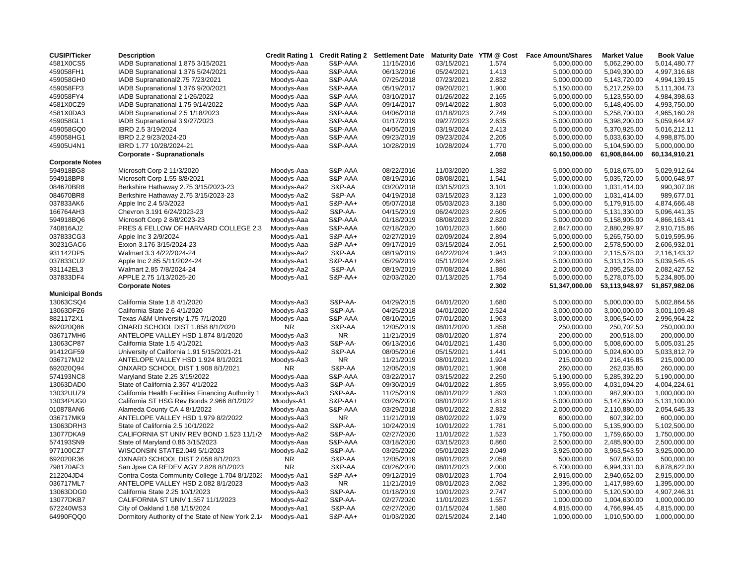| CUSIP/Ticker | Description | Credit Rating 1 | Credit Rating 2 | Settlement Date | Maturity Date | YTM @ Cost | Face Amount/Shares | Market Value | Book Value |
|---|---|---|---|---|---|---|---|---|---|
| 4581X0CS5 | IADB Supranational 1.875 3/15/2021 | Moodys-Aaa | S&P-AAA | 11/15/2016 | 03/15/2021 | 1.574 | 5,000,000.00 | 5,062,290.00 | 5,014,480.77 |
| 459058FH1 | IADB Supranational 1.376 5/24/2021 | Moodys-Aaa | S&P-AAA | 06/13/2016 | 05/24/2021 | 1.413 | 5,000,000.00 | 5,049,300.00 | 4,997,316.68 |
| 459058GH0 | IADB Supranational2.75 7/23/2021 | Moodys-Aaa | S&P-AAA | 07/25/2018 | 07/23/2021 | 2.832 | 5,000,000.00 | 5,143,720.00 | 4,994,139.15 |
| 459058FP3 | IADB Supranational 1.376 9/20/2021 | Moodys-Aaa | S&P-AAA | 05/19/2017 | 09/20/2021 | 1.900 | 5,150,000.00 | 5,217,259.00 | 5,111,304.73 |
| 459058FY4 | IADB Supranational 2 1/26/2022 | Moodys-Aaa | S&P-AAA | 03/10/2017 | 01/26/2022 | 2.165 | 5,000,000.00 | 5,123,550.00 | 4,984,398.63 |
| 4581X0CZ9 | IADB Supranational 1.75 9/14/2022 | Moodys-Aaa | S&P-AAA | 09/14/2017 | 09/14/2022 | 1.803 | 5,000,000.00 | 5,148,405.00 | 4,993,750.00 |
| 4581X0DA3 | IADB Supranational 2.5 1/18/2023 | Moodys-Aaa | S&P-AAA | 04/06/2018 | 01/18/2023 | 2.749 | 5,000,000.00 | 5,258,700.00 | 4,965,160.28 |
| 459058GL1 | IADB Supranational 3 9/27/2023 | Moodys-Aaa | S&P-AAA | 01/17/2019 | 09/27/2023 | 2.635 | 5,000,000.00 | 5,398,200.00 | 5,059,644.97 |
| 459058GQ0 | IBRD 2.5 3/19/2024 | Moodys-Aaa | S&P-AAA | 04/05/2019 | 03/19/2024 | 2.413 | 5,000,000.00 | 5,370,925.00 | 5,016,212.11 |
| 459058HG1 | IBRD 2.2 9/23/2024-20 | Moodys-Aaa | S&P-AAA | 09/23/2019 | 09/23/2024 | 2.205 | 5,000,000.00 | 5,033,630.00 | 4,998,875.00 |
| 45905U4N1 | IBRD 1.77 10/28/2024-21 | Moodys-Aaa | S&P-AAA | 10/28/2019 | 10/28/2024 | 1.770 | 5,000,000.00 | 5,104,590.00 | 5,000,000.00 |
| | **Corporate - Supranationals** | | | | | **2.058** | **60,150,000.00** | **61,908,844.00** | **60,134,910.21** |
| **Corporate Notes** | | | | | | | | | |
| 594918BG8 | Microsoft Corp 2 11/3/2020 | Moodys-Aaa | S&P-AAA | 08/22/2016 | 11/03/2020 | 1.382 | 5,000,000.00 | 5,018,675.00 | 5,029,912.64 |
| 594918BP8 | Microsoft Corp 1.55 8/8/2021 | Moodys-Aaa | S&P-AAA | 08/19/2016 | 08/08/2021 | 1.541 | 5,000,000.00 | 5,035,720.00 | 5,000,648.97 |
| 084670BR8 | Berkshire Hathaway 2.75 3/15/2023-23 | Moodys-Aa2 | S&P-AA | 03/20/2018 | 03/15/2023 | 3.101 | 1,000,000.00 | 1,031,414.00 | 990,307.08 |
| 084670BR8 | Berkshire Hathaway 2.75 3/15/2023-23 | Moodys-Aa2 | S&P-AA | 04/19/2018 | 03/15/2023 | 3.123 | 1,000,000.00 | 1,031,414.00 | 989,677.01 |
| 037833AK6 | Apple Inc 2.4 5/3/2023 | Moodys-Aa1 | S&P-AA+ | 05/07/2018 | 05/03/2023 | 3.180 | 5,000,000.00 | 5,179,915.00 | 4,874,666.48 |
| 166764AH3 | Chevron 3.191 6/24/2023-23 | Moodys-Aa2 | S&P-AA- | 04/15/2019 | 06/24/2023 | 2.605 | 5,000,000.00 | 5,131,330.00 | 5,096,441.35 |
| 594918BQ6 | Microsoft Corp 2 8/8/2023-23 | Moodys-Aaa | S&P-AAA | 01/18/2019 | 08/08/2023 | 2.820 | 5,000,000.00 | 5,158,905.00 | 4,866,163.41 |
| 740816AJ2 | PRES & FELLOW OF HARVARD COLLEGE 2.3 | Moodys-Aaa | S&P-AAA | 02/18/2020 | 10/01/2023 | 1.660 | 2,847,000.00 | 2,880,289.97 | 2,910,715.86 |
| 037833CG3 | Apple Inc 3 2/9/2024 | Moodys-Aa1 | S&P-AA+ | 02/27/2019 | 02/09/2024 | 2.894 | 5,000,000.00 | 5,265,750.00 | 5,019,595.96 |
| 30231GAC6 | Exxon 3.176 3/15/2024-23 | Moodys-Aaa | S&P-AA+ | 09/17/2019 | 03/15/2024 | 2.051 | 2,500,000.00 | 2,578,500.00 | 2,606,932.01 |
| 931142DP5 | Walmart 3.3 4/22/2024-24 | Moodys-Aa2 | S&P-AA | 08/19/2019 | 04/22/2024 | 1.943 | 2,000,000.00 | 2,115,578.00 | 2,116,143.32 |
| 037833CU2 | Apple Inc 2.85 5/11/2024-24 | Moodys-Aa1 | S&P-AA+ | 05/29/2019 | 05/11/2024 | 2.661 | 5,000,000.00 | 5,313,125.00 | 5,039,545.45 |
| 931142EL3 | Walmart 2.85 7/8/2024-24 | Moodys-Aa2 | S&P-AA | 08/19/2019 | 07/08/2024 | 1.886 | 2,000,000.00 | 2,095,258.00 | 2,082,427.52 |
| 037833DF4 | APPLE 2.75 1/13/2025-20 | Moodys-Aa1 | S&P-AA+ | 02/03/2020 | 01/13/2025 | 1.754 | 5,000,000.00 | 5,278,075.00 | 5,234,805.00 |
| | **Corporate Notes** | | | | | **2.302** | **51,347,000.00** | **53,113,948.97** | **51,857,982.06** |
| **Municipal Bonds** | | | | | | | | | |
| 13063CSQ4 | California State 1.8 4/1/2020 | Moodys-Aa3 | S&P-AA- | 04/29/2015 | 04/01/2020 | 1.680 | 5,000,000.00 | 5,000,000.00 | 5,002,864.56 |
| 13063DFZ6 | California State 2.6 4/1/2020 | Moodys-Aa3 | S&P-AA- | 04/25/2018 | 04/01/2020 | 2.524 | 3,000,000.00 | 3,000,000.00 | 3,001,109.48 |
| 8821172X1 | Texas A&M University 1.75 7/1/2020 | Moodys-Aaa | S&P-AAA | 08/10/2015 | 07/01/2020 | 1.963 | 3,000,000.00 | 3,006,540.00 | 2,996,964.22 |
| 692020Q86 | ONARD SCHOOL DIST 1.858 8/1/2020 | NR | S&P-AA | 12/05/2019 | 08/01/2020 | 1.858 | 250,000.00 | 250,702.50 | 250,000.00 |
| 036717MH6 | ANTELOPE VALLEY HSD 1.874 8/1/2020 | Moodys-Aa3 | NR | 11/21/2019 | 08/01/2020 | 1.874 | 200,000.00 | 200,518.00 | 200,000.00 |
| 13063CP87 | California State 1.5 4/1/2021 | Moodys-Aa3 | S&P-AA- | 06/13/2016 | 04/01/2021 | 1.430 | 5,000,000.00 | 5,008,600.00 | 5,005,031.25 |
| 91412GF59 | University of California 1.91 5/15/2021-21 | Moodys-Aa2 | S&P-AA | 08/05/2016 | 05/15/2021 | 1.441 | 5,000,000.00 | 5,024,600.00 | 5,033,812.79 |
| 036717MJ2 | ANTELOPE VALLEY HSD 1.924 8/1/2021 | Moodys-Aa3 | NR | 11/21/2019 | 08/01/2021 | 1.924 | 215,000.00 | 216,416.85 | 215,000.00 |
| 692020Q94 | ONXARD SCHOOL DIST 1.908 8/1/2021 | NR | S&P-AA | 12/05/2019 | 08/01/2021 | 1.908 | 260,000.00 | 262,035.80 | 260,000.00 |
| 574193NC8 | Maryland State 2.25 3/15/2022 | Moodys-Aaa | S&P-AAA | 03/22/2017 | 03/15/2022 | 2.250 | 5,190,000.00 | 5,285,392.20 | 5,190,000.00 |
| 13063DAD0 | State of California 2.367 4/1/2022 | Moodys-Aa3 | S&P-AA- | 09/30/2019 | 04/01/2022 | 1.855 | 3,955,000.00 | 4,031,094.20 | 4,004,224.61 |
| 13032UUZ9 | California Health Facilities Financing Authority 1 | Moodys-Aa3 | S&P-AA- | 11/25/2019 | 06/01/2022 | 1.893 | 1,000,000.00 | 987,900.00 | 1,000,000.00 |
| 13034PUG0 | California ST HSG Rev Bonds 2.966 8/1/2022 | Moodys-A1 | S&P-AA+ | 03/26/2020 | 08/01/2022 | 1.819 | 5,000,000.00 | 5,147,650.00 | 5,131,100.00 |
| 010878AN6 | Alameda County CA 4 8/1/2022 | Moodys-Aaa | S&P-AAA | 03/29/2018 | 08/01/2022 | 2.832 | 2,000,000.00 | 2,110,880.00 | 2,054,645.33 |
| 036717MK9 | ANTELOPE VALLEY HSD 1.979 8/2/2022 | Moodys-Aa3 | NR | 11/21/2019 | 08/02/2022 | 1.979 | 600,000.00 | 607,392.00 | 600,000.00 |
| 13063DRH3 | State of California 2.5 10/1/2022 | Moodys-Aa2 | S&P-AA- | 10/24/2019 | 10/01/2022 | 1.781 | 5,000,000.00 | 5,135,900.00 | 5,102,500.00 |
| 13077DKA9 | CALIFORNIA ST UNIV REV BOND 1.523 11/1/2( | Moodys-Aa2 | S&P-AA- | 02/27/2020 | 11/01/2022 | 1.523 | 1,750,000.00 | 1,759,660.00 | 1,750,000.00 |
| 574193SN9 | State of Maryland 0.86 3/15/2023 | Moodys-Aaa | S&P-AAA | 03/18/2020 | 03/15/2023 | 0.860 | 2,500,000.00 | 2,485,900.00 | 2,500,000.00 |
| 977100CZ7 | WISCONSIN STATE2.049 5/1/2023 | Moodys-Aa2 | S&P-AA- | 03/25/2020 | 05/01/2023 | 2.049 | 3,925,000.00 | 3,963,543.50 | 3,925,000.00 |
| 692020R36 | OXNARD SCHOOL DIST 2.058 8/1/2023 | NR | S&P-AA | 12/05/2019 | 08/01/2023 | 2.058 | 500,000.00 | 507,850.00 | 500,000.00 |
| 798170AF3 | San Jpse CA REDEV AGY 2.828 8/1/2023 | NR | S&P-AA | 03/26/2020 | 08/01/2023 | 2.000 | 6,700,000.00 | 6,994,331.00 | 6,878,622.00 |
| 212204JD4 | Contra Costa Community College 1.704 8/1/202: | Moodys-Aa1 | S&P-AA+ | 09/12/2019 | 08/01/2023 | 1.704 | 2,915,000.00 | 2,940,652.00 | 2,915,000.00 |
| 036717ML7 | ANTELOPE VALLEY HSD 2.082 8/1/2023 | Moodys-Aa3 | NR | 11/21/2019 | 08/01/2023 | 2.082 | 1,395,000.00 | 1,417,989.60 | 1,395,000.00 |
| 13063DDG0 | California State 2.25 10/1/2023 | Moodys-Aa3 | S&P-AA- | 01/18/2019 | 10/01/2023 | 2.747 | 5,000,000.00 | 5,120,500.00 | 4,907,246.31 |
| 13077DKB7 | CALIFORNIA ST UNIV 1.557 11/1/2023 | Moodys-Aa2 | S&P-AA- | 02/27/2020 | 11/01/2023 | 1.557 | 1,000,000.00 | 1,004,630.00 | 1,000,000.00 |
| 672240WS3 | City of Oakland 1.58 1/15/2024 | Moodys-Aa1 | S&P-AA | 02/27/2020 | 01/15/2024 | 1.580 | 4,815,000.00 | 4,766,994.45 | 4,815,000.00 |
| 64990FQQ0 | Dormitory Authority of the State of New York 2.14 | Moodys-Aa1 | S&P-AA+ | 01/03/2020 | 02/15/2024 | 2.140 | 1,000,000.00 | 1,010,500.00 | 1,000,000.00 |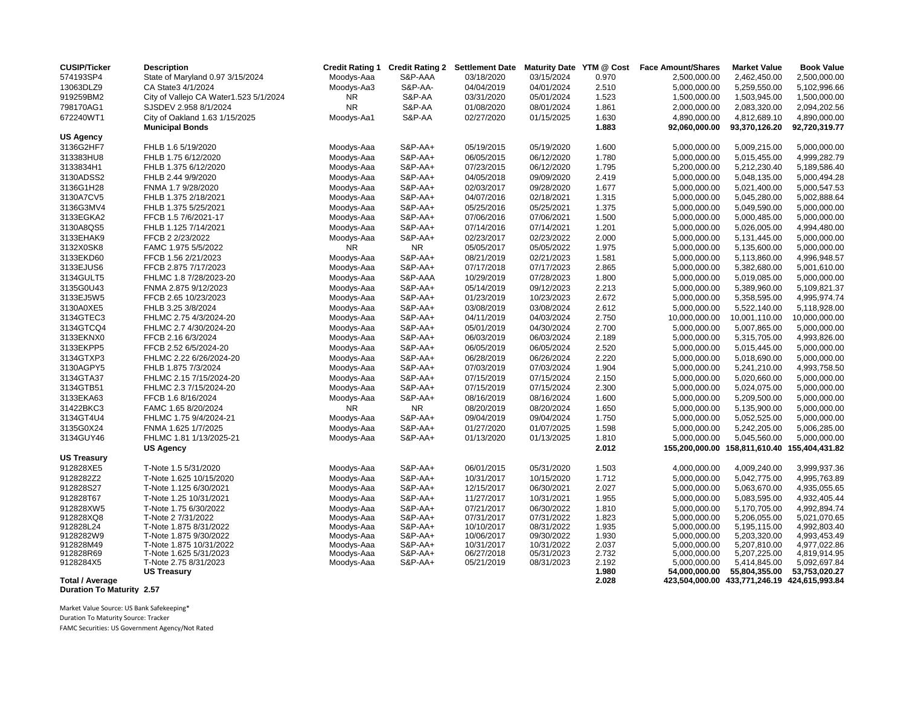| CUSIP/Ticker | Description | Credit Rating 1 | Credit Rating 2 | Settlement Date | Maturity Date | YTM @ Cost | Face Amount/Shares | Market Value | Book Value |
|---|---|---|---|---|---|---|---|---|---|
| 574193SP4 | State of Maryland 0.97 3/15/2024 | Moodys-Aaa | S&P-AAA | 03/18/2020 | 03/15/2024 | 0.970 | 2,500,000.00 | 2,462,450.00 | 2,500,000.00 |
| 13063DLZ9 | CA State3 4/1/2024 | Moodys-Aa3 | S&P-AA- | 04/04/2019 | 04/01/2024 | 2.510 | 5,000,000.00 | 5,259,550.00 | 5,102,996.66 |
| 919259BM2 | City of Vallejo CA Water1.523 5/1/2024 | NR | S&P-AA | 03/31/2020 | 05/01/2024 | 1.523 | 1,500,000.00 | 1,503,945.00 | 1,500,000.00 |
| 798170AG1 | SJSDEV 2.958 8/1/2024 | NR | S&P-AA | 01/08/2020 | 08/01/2024 | 1.861 | 2,000,000.00 | 2,083,320.00 | 2,094,202.56 |
| 672240WT1 | City of Oakland 1.63 1/15/2025 | Moodys-Aa1 | S&P-AA | 02/27/2020 | 01/15/2025 | 1.630 | 4,890,000.00 | 4,812,689.10 | 4,890,000.00 |
| | **Municipal Bonds** | | | | | **1.883** | **92,060,000.00** | **93,370,126.20** | **92,720,319.77** |
| **US Agency** | | | | | | | | | |
| 3136G2HF7 | FHLB 1.6 5/19/2020 | Moodys-Aaa | S&P-AA+ | 05/19/2015 | 05/19/2020 | 1.600 | 5,000,000.00 | 5,009,215.00 | 5,000,000.00 |
| 313383HU8 | FHLB 1.75 6/12/2020 | Moodys-Aaa | S&P-AA+ | 06/05/2015 | 06/12/2020 | 1.780 | 5,000,000.00 | 5,015,455.00 | 4,999,282.79 |
| 3133834H1 | FHLB 1.375 6/12/2020 | Moodys-Aaa | S&P-AA+ | 07/23/2015 | 06/12/2020 | 1.795 | 5,200,000.00 | 5,212,230.40 | 5,189,586.40 |
| 3130ADSS2 | FHLB 2.44 9/9/2020 | Moodys-Aaa | S&P-AA+ | 04/05/2018 | 09/09/2020 | 2.419 | 5,000,000.00 | 5,048,135.00 | 5,000,494.28 |
| 3136G1H28 | FNMA 1.7 9/28/2020 | Moodys-Aaa | S&P-AA+ | 02/03/2017 | 09/28/2020 | 1.677 | 5,000,000.00 | 5,021,400.00 | 5,000,547.53 |
| 3130A7CV5 | FHLB 1.375 2/18/2021 | Moodys-Aaa | S&P-AA+ | 04/07/2016 | 02/18/2021 | 1.315 | 5,000,000.00 | 5,045,280.00 | 5,002,888.64 |
| 3136G3MV4 | FHLB 1.375 5/25/2021 | Moodys-Aaa | S&P-AA+ | 05/25/2016 | 05/25/2021 | 1.375 | 5,000,000.00 | 5,049,590.00 | 5,000,000.00 |
| 3133EGKA2 | FFCB 1.5 7/6/2021-17 | Moodys-Aaa | S&P-AA+ | 07/06/2016 | 07/06/2021 | 1.500 | 5,000,000.00 | 5,000,485.00 | 5,000,000.00 |
| 3130A8QS5 | FHLB 1.125 7/14/2021 | Moodys-Aaa | S&P-AA+ | 07/14/2016 | 07/14/2021 | 1.201 | 5,000,000.00 | 5,026,005.00 | 4,994,480.00 |
| 3133EHAK9 | FFCB 2 2/23/2022 | Moodys-Aaa | S&P-AA+ | 02/23/2017 | 02/23/2022 | 2.000 | 5,000,000.00 | 5,131,445.00 | 5,000,000.00 |
| 3132X0SK8 | FAMC 1.975 5/5/2022 | NR | NR | 05/05/2017 | 05/05/2022 | 1.975 | 5,000,000.00 | 5,135,600.00 | 5,000,000.00 |
| 3133EKD60 | FFCB 1.56 2/21/2023 | Moodys-Aaa | S&P-AA+ | 08/21/2019 | 02/21/2023 | 1.581 | 5,000,000.00 | 5,113,860.00 | 4,996,948.57 |
| 3133EJUS6 | FFCB 2.875 7/17/2023 | Moodys-Aaa | S&P-AA+ | 07/17/2018 | 07/17/2023 | 2.865 | 5,000,000.00 | 5,382,680.00 | 5,001,610.00 |
| 3134GULT5 | FHLMC 1.8 7/28/2023-20 | Moodys-Aaa | S&P-AAA | 10/29/2019 | 07/28/2023 | 1.800 | 5,000,000.00 | 5,019,085.00 | 5,000,000.00 |
| 3135G0U43 | FNMA 2.875 9/12/2023 | Moodys-Aaa | S&P-AA+ | 05/14/2019 | 09/12/2023 | 2.213 | 5,000,000.00 | 5,389,960.00 | 5,109,821.37 |
| 3133EJ5W5 | FFCB 2.65 10/23/2023 | Moodys-Aaa | S&P-AA+ | 01/23/2019 | 10/23/2023 | 2.672 | 5,000,000.00 | 5,358,595.00 | 4,995,974.74 |
| 3130A0XE5 | FHLB 3.25 3/8/2024 | Moodys-Aaa | S&P-AA+ | 03/08/2019 | 03/08/2024 | 2.612 | 5,000,000.00 | 5,522,140.00 | 5,118,928.00 |
| 3134GTEC3 | FHLMC 2.75 4/3/2024-20 | Moodys-Aaa | S&P-AA+ | 04/11/2019 | 04/03/2024 | 2.750 | 10,000,000.00 | 10,001,110.00 | 10,000,000.00 |
| 3134GTCQ4 | FHLMC 2.7 4/30/2024-20 | Moodys-Aaa | S&P-AA+ | 05/01/2019 | 04/30/2024 | 2.700 | 5,000,000.00 | 5,007,865.00 | 5,000,000.00 |
| 3133EKNX0 | FFCB 2.16 6/3/2024 | Moodys-Aaa | S&P-AA+ | 06/03/2019 | 06/03/2024 | 2.189 | 5,000,000.00 | 5,315,705.00 | 4,993,826.00 |
| 3133EKPP5 | FFCB 2.52 6/5/2024-20 | Moodys-Aaa | S&P-AA+ | 06/05/2019 | 06/05/2024 | 2.520 | 5,000,000.00 | 5,015,445.00 | 5,000,000.00 |
| 3134GTXP3 | FHLMC 2.22 6/26/2024-20 | Moodys-Aaa | S&P-AA+ | 06/28/2019 | 06/26/2024 | 2.220 | 5,000,000.00 | 5,018,690.00 | 5,000,000.00 |
| 3130AGPY5 | FHLB 1.875 7/3/2024 | Moodys-Aaa | S&P-AA+ | 07/03/2019 | 07/03/2024 | 1.904 | 5,000,000.00 | 5,241,210.00 | 4,993,758.50 |
| 3134GTA37 | FHLMC 2.15 7/15/2024-20 | Moodys-Aaa | S&P-AA+ | 07/15/2019 | 07/15/2024 | 2.150 | 5,000,000.00 | 5,020,660.00 | 5,000,000.00 |
| 3134GTB51 | FHLMC 2.3 7/15/2024-20 | Moodys-Aaa | S&P-AA+ | 07/15/2019 | 07/15/2024 | 2.300 | 5,000,000.00 | 5,024,075.00 | 5,000,000.00 |
| 3133EKA63 | FFCB 1.6 8/16/2024 | Moodys-Aaa | S&P-AA+ | 08/16/2019 | 08/16/2024 | 1.600 | 5,000,000.00 | 5,209,500.00 | 5,000,000.00 |
| 31422BKC3 | FAMC 1.65 8/20/2024 | NR | NR | 08/20/2019 | 08/20/2024 | 1.650 | 5,000,000.00 | 5,135,900.00 | 5,000,000.00 |
| 3134GT4U4 | FHLMC 1.75 9/4/2024-21 | Moodys-Aaa | S&P-AA+ | 09/04/2019 | 09/04/2024 | 1.750 | 5,000,000.00 | 5,052,525.00 | 5,000,000.00 |
| 3135G0X24 | FNMA 1.625 1/7/2025 | Moodys-Aaa | S&P-AA+ | 01/27/2020 | 01/07/2025 | 1.598 | 5,000,000.00 | 5,242,205.00 | 5,006,285.00 |
| 3134GUY46 | FHLMC 1.81 1/13/2025-21 | Moodys-Aaa | S&P-AA+ | 01/13/2020 | 01/13/2025 | 1.810 | 5,000,000.00 | 5,045,560.00 | 5,000,000.00 |
| | **US Agency** | | | | | **2.012** | **155,200,000.00** | **158,811,610.40** | **155,404,431.82** |
| **US Treasury** | | | | | | | | | |
| 912828XE5 | T-Note 1.5 5/31/2020 | Moodys-Aaa | S&P-AA+ | 06/01/2015 | 05/31/2020 | 1.503 | 4,000,000.00 | 4,009,240.00 | 3,999,937.36 |
| 9128282Z2 | T-Note 1.625 10/15/2020 | Moodys-Aaa | S&P-AA+ | 10/31/2017 | 10/15/2020 | 1.712 | 5,000,000.00 | 5,042,775.00 | 4,995,763.89 |
| 912828S27 | T-Note 1.125 6/30/2021 | Moodys-Aaa | S&P-AA+ | 12/15/2017 | 06/30/2021 | 2.027 | 5,000,000.00 | 5,063,670.00 | 4,935,055.65 |
| 912828T67 | T-Note 1.25 10/31/2021 | Moodys-Aaa | S&P-AA+ | 11/27/2017 | 10/31/2021 | 1.955 | 5,000,000.00 | 5,083,595.00 | 4,932,405.44 |
| 912828XW5 | T-Note 1.75 6/30/2022 | Moodys-Aaa | S&P-AA+ | 07/21/2017 | 06/30/2022 | 1.810 | 5,000,000.00 | 5,170,705.00 | 4,992,894.74 |
| 912828XQ8 | T-Note 2 7/31/2022 | Moodys-Aaa | S&P-AA+ | 07/31/2017 | 07/31/2022 | 1.823 | 5,000,000.00 | 5,206,055.00 | 5,021,070.65 |
| 912828L24 | T-Note 1.875 8/31/2022 | Moodys-Aaa | S&P-AA+ | 10/10/2017 | 08/31/2022 | 1.935 | 5,000,000.00 | 5,195,115.00 | 4,992,803.40 |
| 9128282W9 | T-Note 1.875 9/30/2022 | Moodys-Aaa | S&P-AA+ | 10/06/2017 | 09/30/2022 | 1.930 | 5,000,000.00 | 5,203,320.00 | 4,993,453.49 |
| 912828M49 | T-Note 1.875 10/31/2022 | Moodys-Aaa | S&P-AA+ | 10/31/2017 | 10/31/2022 | 2.037 | 5,000,000.00 | 5,207,810.00 | 4,977,022.86 |
| 912828R69 | T-Note 1.625 5/31/2023 | Moodys-Aaa | S&P-AA+ | 06/27/2018 | 05/31/2023 | 2.732 | 5,000,000.00 | 5,207,225.00 | 4,819,914.95 |
| 9128284X5 | T-Note 2.75 8/31/2023 | Moodys-Aaa | S&P-AA+ | 05/21/2019 | 08/31/2023 | 2.192 | 5,000,000.00 | 5,414,845.00 | 5,092,697.84 |
| | **US Treasury** | | | | | **1.980** | **54,000,000.00** | **55,804,355.00** | **53,753,020.27** |
| **Total / Average** | | | | | | **2.028** | **423,504,000.00** | **433,771,246.19** | **424,615,993.84** |

**Duration To Maturity 2.57**

Market Value Source: US Bank Safekeeping*

Duration To Maturity Source: Tracker

FAMC Securities: US Government Agency/Not Rated